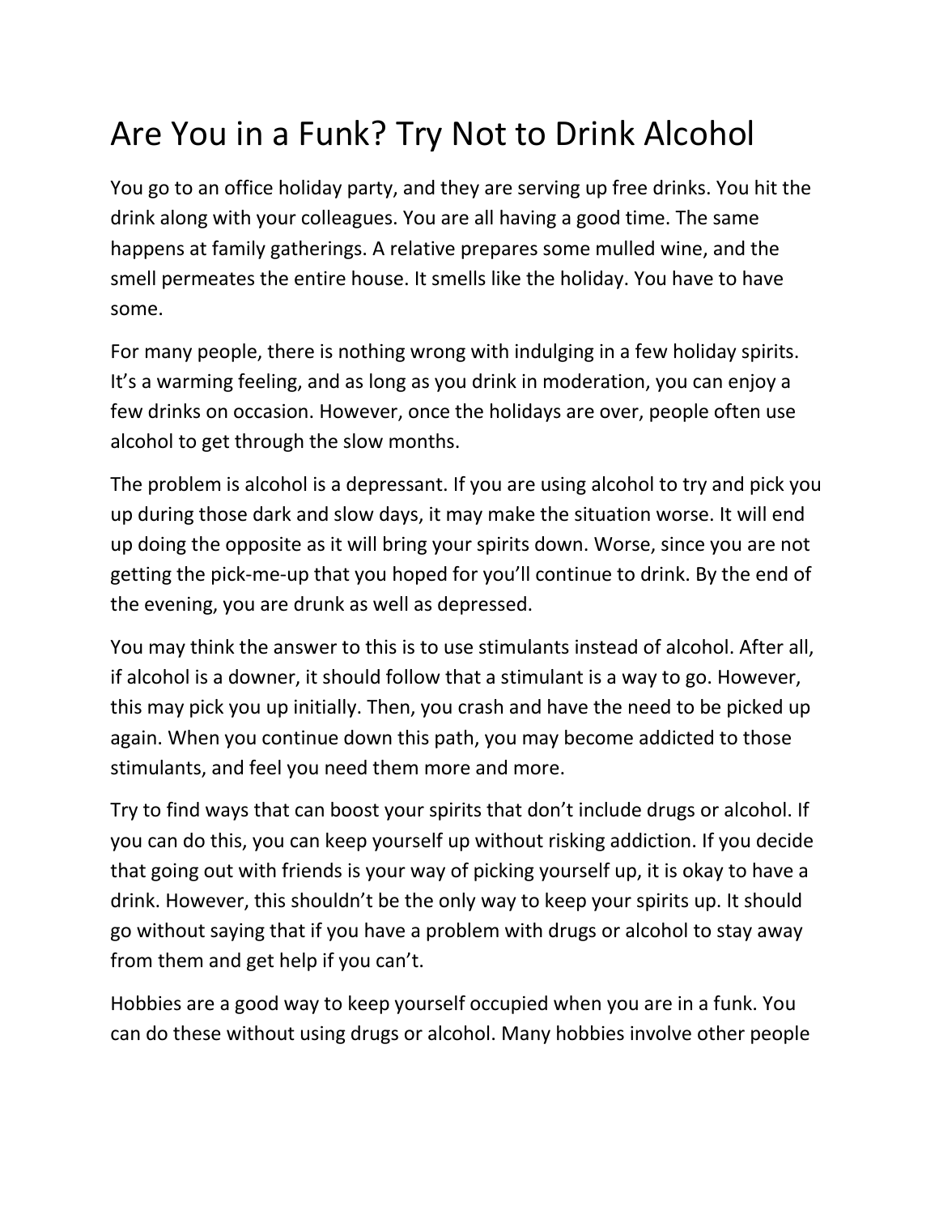# Are You in a Funk? Try Not to Drink Alcohol

You go to an office holiday party, and they are serving up free drinks. You hit the drink along with your colleagues. You are all having a good time. The same happens at family gatherings. A relative prepares some mulled wine, and the smell permeates the entire house. It smells like the holiday. You have to have some.

For many people, there is nothing wrong with indulging in a few holiday spirits. It's a warming feeling, and as long as you drink in moderation, you can enjoy a few drinks on occasion. However, once the holidays are over, people often use alcohol to get through the slow months.

The problem is alcohol is a depressant. If you are using alcohol to try and pick you up during those dark and slow days, it may make the situation worse. It will end up doing the opposite as it will bring your spirits down. Worse, since you are not getting the pick-me-up that you hoped for you'll continue to drink. By the end of the evening, you are drunk as well as depressed.

You may think the answer to this is to use stimulants instead of alcohol. After all, if alcohol is a downer, it should follow that a stimulant is a way to go. However, this may pick you up initially. Then, you crash and have the need to be picked up again. When you continue down this path, you may become addicted to those stimulants, and feel you need them more and more.

Try to find ways that can boost your spirits that don't include drugs or alcohol. If you can do this, you can keep yourself up without risking addiction. If you decide that going out with friends is your way of picking yourself up, it is okay to have a drink. However, this shouldn't be the only way to keep your spirits up. It should go without saying that if you have a problem with drugs or alcohol to stay away from them and get help if you can't.

Hobbies are a good way to keep yourself occupied when you are in a funk. You can do these without using drugs or alcohol. Many hobbies involve other people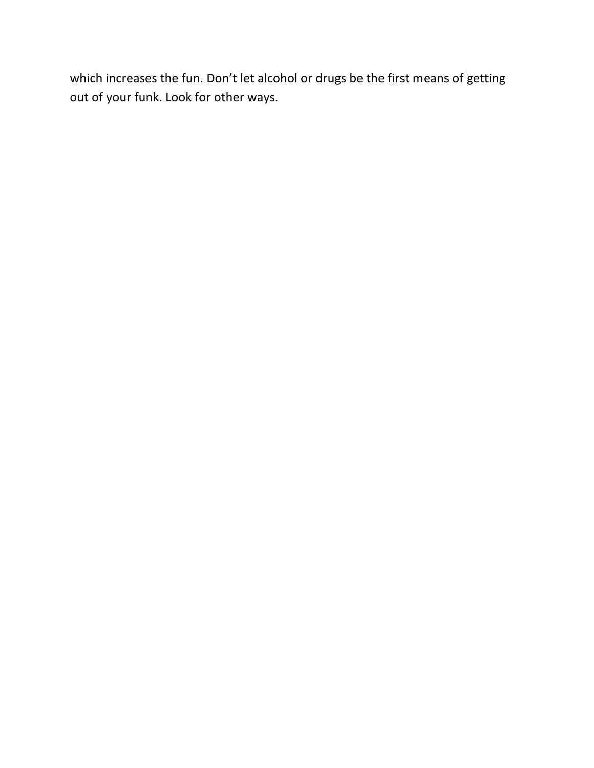which increases the fun. Don’t let alcohol or drugs be the first means of getting out of your funk. Look for other ways.